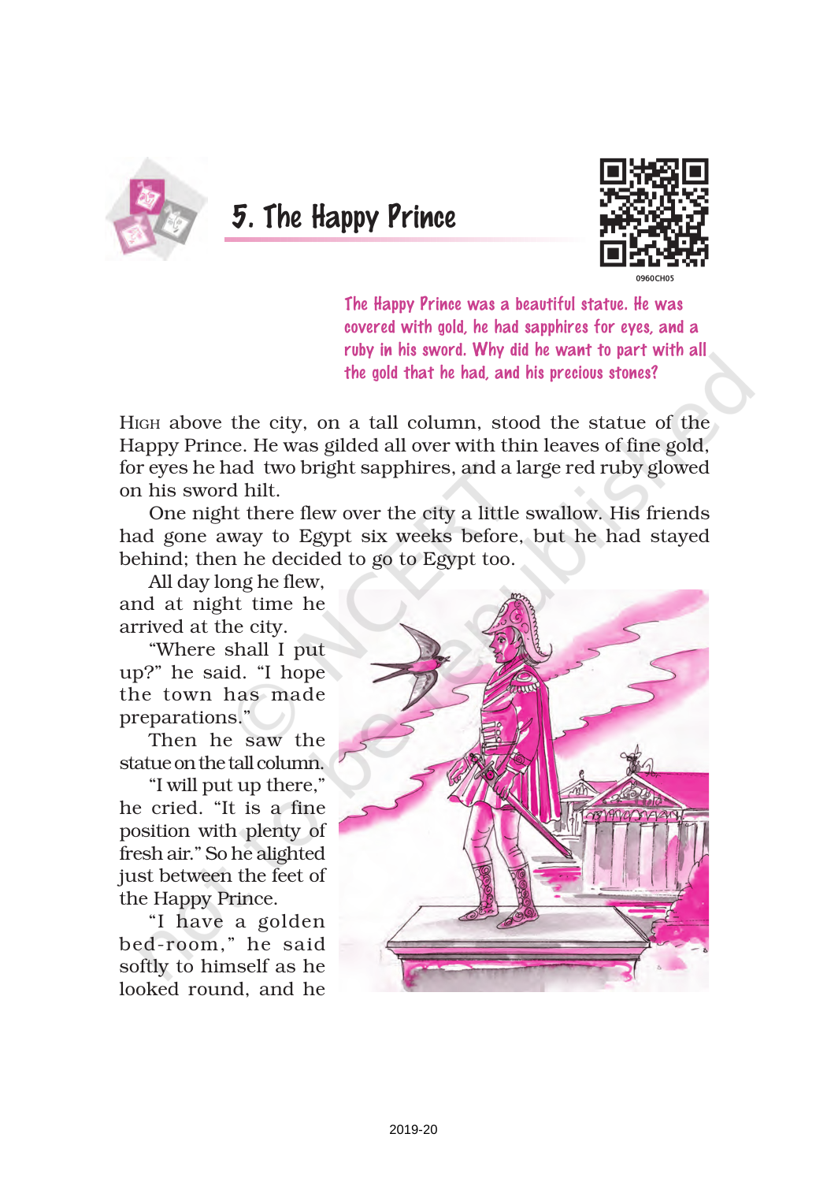# 5. The Happy Prince

*The Happy Prince was a beautiful statue. He was covered with gold, he had sapphires for eyes, and a ruby in his sword. Why did he want to part with all the gold that he had, and his precious stones?*

High above the city, on a tall column, stood the statue of the Happy Prince. He was gilded all over with thin leaves of fine gold, for eyes he had two bright sapphires, and a large red ruby glowed on his sword hilt.

One night there flew over the city a little swallow. His friends had gone away to Egypt six weeks before, but he had stayed behind; then he decided to go to Egypt too.

All day long he flew, and at night time he arrived at the city.

"Where shall I put up?" he said. "I hope the town has made preparations."

Then he saw the statue on the tall column.

"I will put up there," he cried. "It is a fine position with plenty of fresh air." So he alighted just between the feet of the Happy Prince.

"I have a golden bed-room," he said softly to himself as he looked round, and he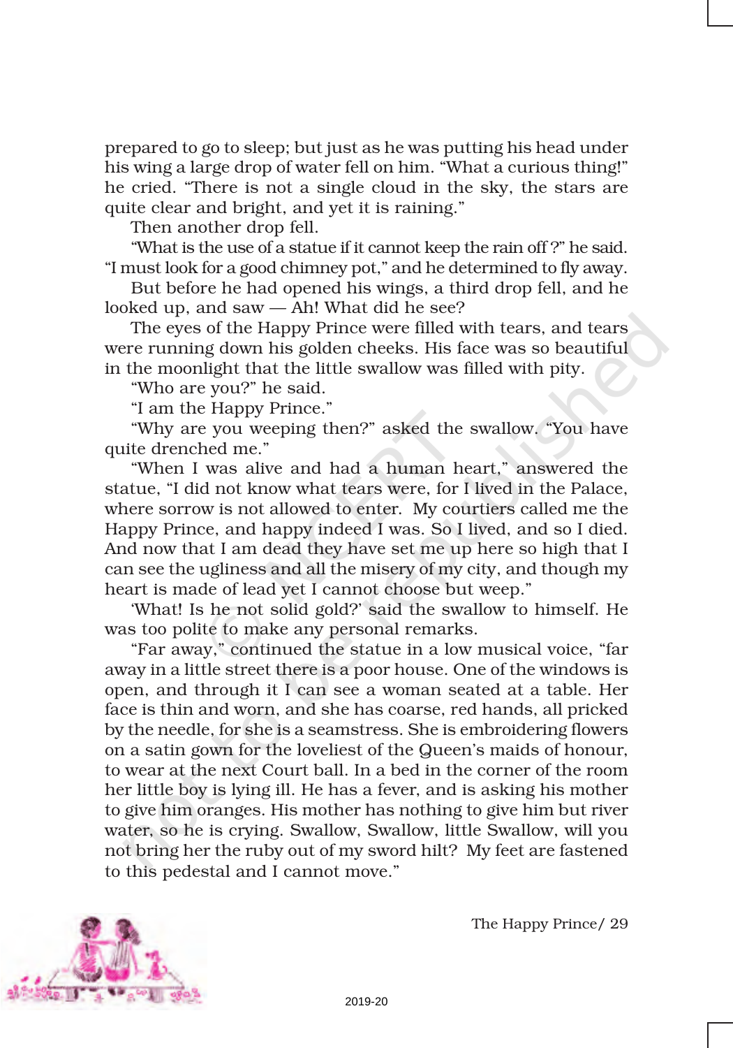prepared to go to sleep; but just as he was putting his head under his wing a large drop of water fell on him. "What a curious thing!" he cried. "There is not a single cloud in the sky, the stars are quite clear and bright, and yet it is raining."

Then another drop fell.

"What is the use of a statue if it cannot keep the rain off ?" he said. "I must look for a good chimney pot," and he determined to fly away.

But before he had opened his wings, a third drop fell, and he looked up, and saw — Ah! What did he see?

The eyes of the Happy Prince were filled with tears, and tears were running down his golden cheeks. His face was so beautiful in the moonlight that the little swallow was filled with pity.

"Who are you?" he said.

"I am the Happy Prince."

"Why are you weeping then?" asked the swallow. "You have quite drenched me."

"When I was alive and had a human heart," answered the statue, "I did not know what tears were, for I lived in the Palace, where sorrow is not allowed to enter. My courtiers called me the Happy Prince, and happy indeed I was. So I lived, and so I died. And now that I am dead they have set me up here so high that I can see the ugliness and all the misery of my city, and though my heart is made of lead yet I cannot choose but weep."

'What! Is he not solid gold?' said the swallow to himself. He was too polite to make any personal remarks.

"Far away," continued the statue in a low musical voice, "far away in a little street there is a poor house. One of the windows is open, and through it I can see a woman seated at a table. Her face is thin and worn, and she has coarse, red hands, all pricked by the needle, for she is a seamstress. She is embroidering flowers on a satin gown for the loveliest of the Queen's maids of honour, to wear at the next Court ball. In a bed in the corner of the room her little boy is lying ill. He has a fever, and is asking his mother to give him oranges. His mother has nothing to give him but river water, so he is crying. Swallow, Swallow, little Swallow, will you not bring her the ruby out of my sword hilt? My feet are fastened to this pedestal and I cannot move."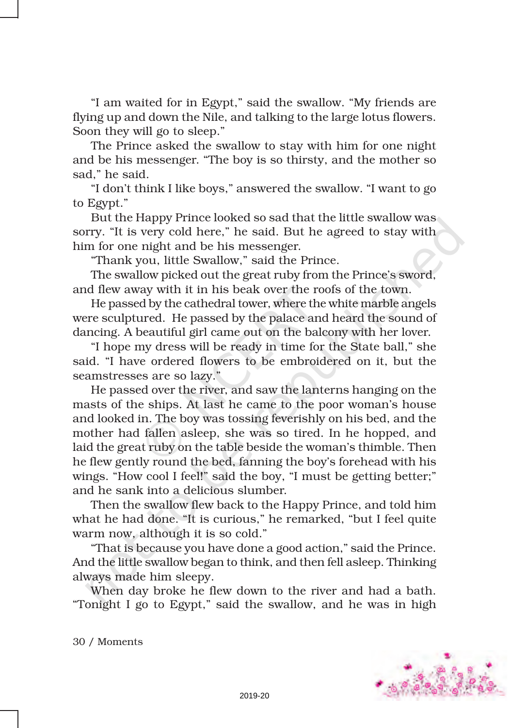"I am waited for in Egypt," said the swallow. "My friends are flying up and down the Nile, and talking to the large lotus flowers. Soon they will go to sleep."

The Prince asked the swallow to stay with him for one night and be his messenger. "The boy is so thirsty, and the mother so sad," he said.

"I don't think I like boys," answered the swallow. "I want to go to Egypt."

But the Happy Prince looked so sad that the little swallow was sorry. "It is very cold here," he said. But he agreed to stay with him for one night and be his messenger.

"Thank you, little Swallow," said the Prince.

The swallow picked out the great ruby from the Prince's sword, and flew away with it in his beak over the roofs of the town.

He passed by the cathedral tower, where the white marble angels were sculptured. He passed by the palace and heard the sound of dancing. A beautiful girl came out on the balcony with her lover.

"I hope my dress will be ready in time for the State ball," she said. "I have ordered flowers to be embroidered on it, but the seamstresses are so lazy."

He passed over the river, and saw the lanterns hanging on the masts of the ships. At last he came to the poor woman's house and looked in. The boy was tossing feverishly on his bed, and the mother had fallen asleep, she was so tired. In he hopped, and laid the great ruby on the table beside the woman's thimble. Then he flew gently round the bed, fanning the boy's forehead with his wings. "How cool I feel!" said the boy, "I must be getting better;" and he sank into a delicious slumber.

Then the swallow flew back to the Happy Prince, and told him what he had done. "It is curious," he remarked, "but I feel quite warm now, although it is so cold."

"That is because you have done a good action," said the Prince. And the little swallow began to think, and then fell asleep. Thinking always made him sleepy.

When day broke he flew down to the river and had a bath. "Tonight I go to Egypt," said the swallow, and he was in high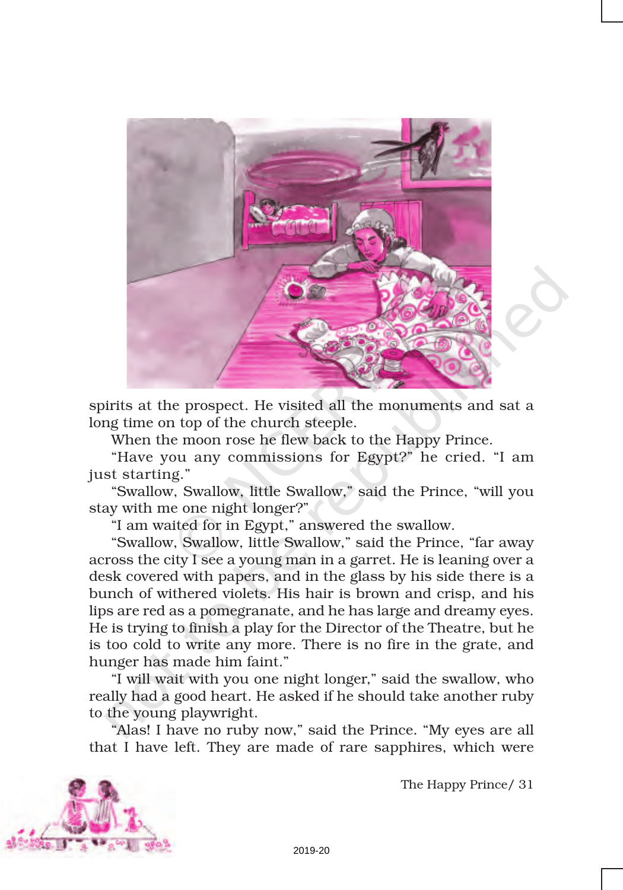spirits at the prospect. He visited all the monuments and sat a long time on top of the church steeple.

When the moon rose he flew back to the Happy Prince.

"Have you any commissions for Egypt?" he cried. "I am just starting."

"Swallow, Swallow, little Swallow," said the Prince, "will you stay with me one night longer?"

"I am waited for in Egypt," answered the swallow.

"Swallow, Swallow, little Swallow," said the Prince, "far away across the city I see a young man in a garret. He is leaning over a desk covered with papers, and in the glass by his side there is a bunch of withered violets. His hair is brown and crisp, and his lips are red as a pomegranate, and he has large and dreamy eyes. He is trying to finish a play for the Director of the Theatre, but he is too cold to write any more. There is no fire in the grate, and hunger has made him faint."

"I will wait with you one night longer," said the swallow, who really had a good heart. He asked if he should take another ruby to the young playwright.

"Alas! I have no ruby now," said the Prince. "My eyes are all that I have left. They are made of rare sapphires, which were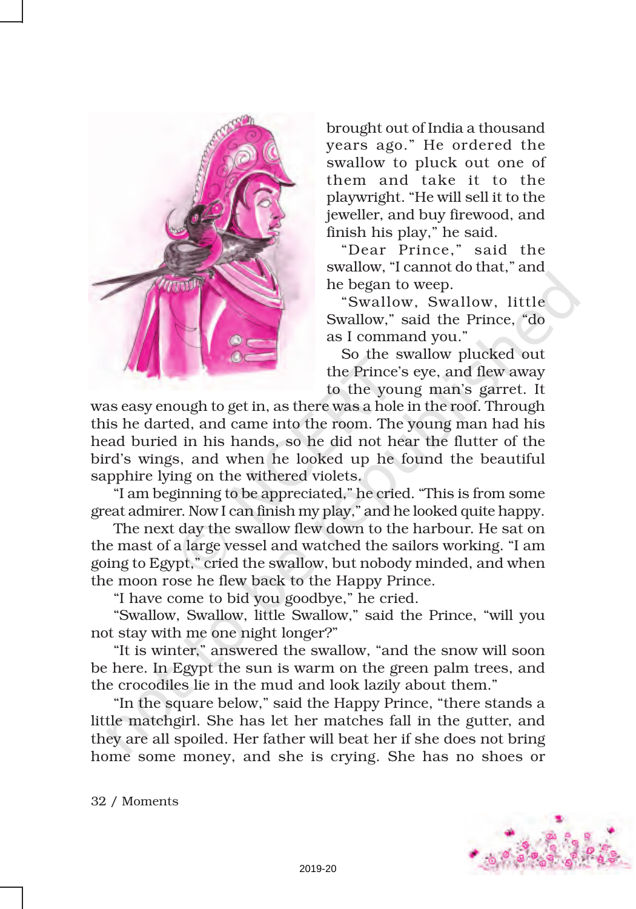brought out of India a thousand years ago." He ordered the swallow to pluck out one of them and take it to the playwright. "He will sell it to the jeweller, and buy firewood, and finish his play," he said.

"Dear Prince," said the swallow, "I cannot do that," and he began to weep.

"Swallow, Swallow, little Swallow," said the Prince, "do as I command you."

So the swallow plucked out the Prince's eye, and flew away to the young man's garret. It was easy enough to get in, as there was a hole in the roof. Through this he darted, and came into the room. The young man had his head buried in his hands, so he did not hear the flutter of the bird's wings, and when he looked up he found the beautiful sapphire lying on the withered violets.

"I am beginning to be appreciated," he cried. "This is from some great admirer. Now I can finish my play," and he looked quite happy.

The next day the swallow flew down to the harbour. He sat on the mast of a large vessel and watched the sailors working. "I am going to Egypt," cried the swallow, but nobody minded, and when the moon rose he flew back to the Happy Prince.

"I have come to bid you goodbye," he cried.

"Swallow, Swallow, little Swallow," said the Prince, "will you not stay with me one night longer?"

"It is winter," answered the swallow, "and the snow will soon be here. In Egypt the sun is warm on the green palm trees, and the crocodiles lie in the mud and look lazily about them."

"In the square below," said the Happy Prince, "there stands a little matchgirl. She has let her matches fall in the gutter, and they are all spoiled. Her father will beat her if she does not bring home some money, and she is crying. She has no shoes or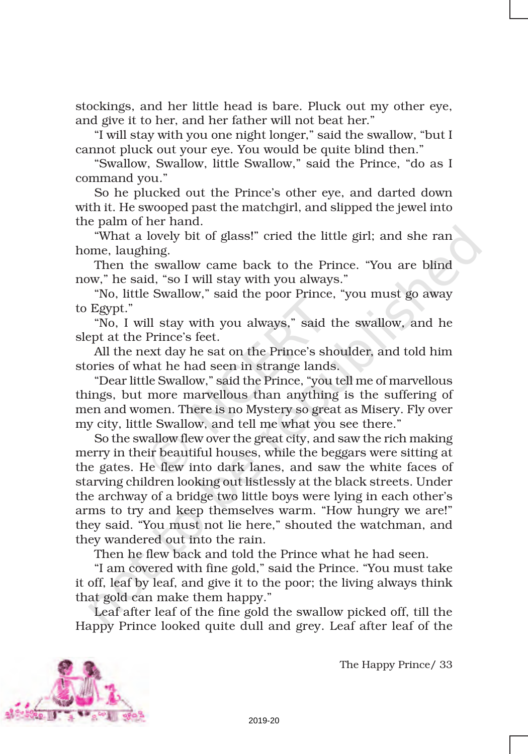stockings, and her little head is bare. Pluck out my other eye, and give it to her, and her father will not beat her."

"I will stay with you one night longer," said the swallow, "but I cannot pluck out your eye. You would be quite blind then."

"Swallow, Swallow, little Swallow," said the Prince, "do as I command you."

So he plucked out the Prince's other eye, and darted down with it. He swooped past the matchgirl, and slipped the jewel into the palm of her hand.

"What a lovely bit of glass!" cried the little girl; and she ran home, laughing.

Then the swallow came back to the Prince. "You are blind now," he said, "so I will stay with you always."

"No, little Swallow," said the poor Prince, "you must go away to Egypt."

"No, I will stay with you always," said the swallow, and he slept at the Prince's feet.

All the next day he sat on the Prince's shoulder, and told him stories of what he had seen in strange lands.

"Dear little Swallow," said the Prince, "you tell me of marvellous things, but more marvellous than anything is the suffering of men and women. There is no Mystery so great as Misery. Fly over my city, little Swallow, and tell me what you see there."

So the swallow flew over the great city, and saw the rich making merry in their beautiful houses, while the beggars were sitting at the gates. He flew into dark lanes, and saw the white faces of starving children looking out listlessly at the black streets. Under the archway of a bridge two little boys were lying in each other's arms to try and keep themselves warm. "How hungry we are!" they said. "You must not lie here," shouted the watchman, and they wandered out into the rain.

Then he flew back and told the Prince what he had seen.

"I am covered with fine gold," said the Prince. "You must take it off, leaf by leaf, and give it to the poor; the living always think that gold can make them happy."

Leaf after leaf of the fine gold the swallow picked off, till the Happy Prince looked quite dull and grey. Leaf after leaf of the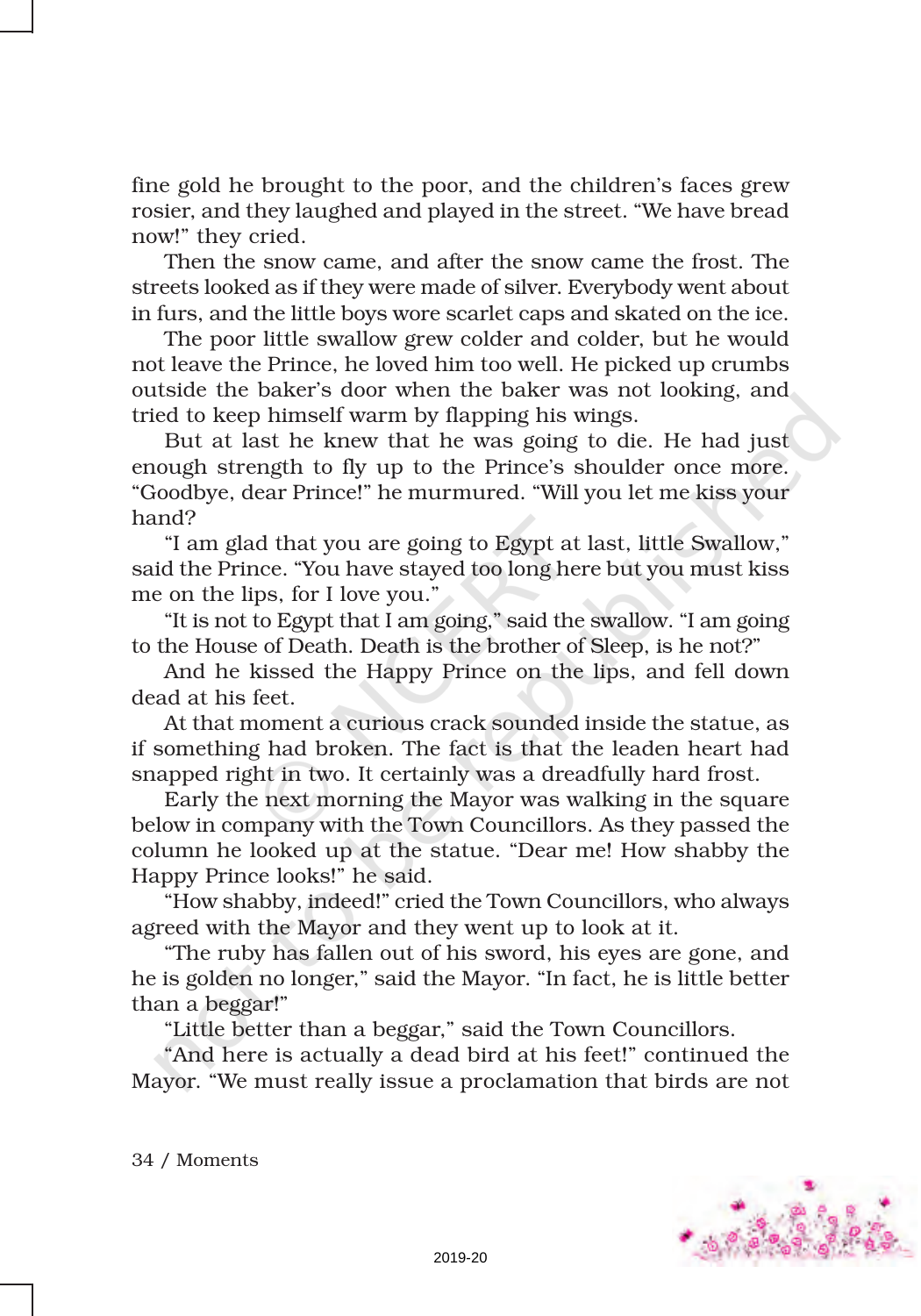fine gold he brought to the poor, and the children's faces grew rosier, and they laughed and played in the street. "We have bread now!" they cried.

Then the snow came, and after the snow came the frost. The streets looked as if they were made of silver. Everybody went about in furs, and the little boys wore scarlet caps and skated on the ice.

The poor little swallow grew colder and colder, but he would not leave the Prince, he loved him too well. He picked up crumbs outside the baker's door when the baker was not looking, and tried to keep himself warm by flapping his wings.

But at last he knew that he was going to die. He had just enough strength to fly up to the Prince's shoulder once more. "Goodbye, dear Prince!" he murmured. "Will you let me kiss your hand?

"I am glad that you are going to Egypt at last, little Swallow," said the Prince. "You have stayed too long here but you must kiss me on the lips, for I love you."

"It is not to Egypt that I am going," said the swallow. "I am going to the House of Death. Death is the brother of Sleep, is he not?"

And he kissed the Happy Prince on the lips, and fell down dead at his feet.

At that moment a curious crack sounded inside the statue, as if something had broken. The fact is that the leaden heart had snapped right in two. It certainly was a dreadfully hard frost.

Early the next morning the Mayor was walking in the square below in company with the Town Councillors. As they passed the column he looked up at the statue. "Dear me! How shabby the Happy Prince looks!" he said.

"How shabby, indeed!" cried the Town Councillors, who always agreed with the Mayor and they went up to look at it.

"The ruby has fallen out of his sword, his eyes are gone, and he is golden no longer," said the Mayor. "In fact, he is little better than a beggar!"

"Little better than a beggar," said the Town Councillors.

"And here is actually a dead bird at his feet!" continued the Mayor. "We must really issue a proclamation that birds are not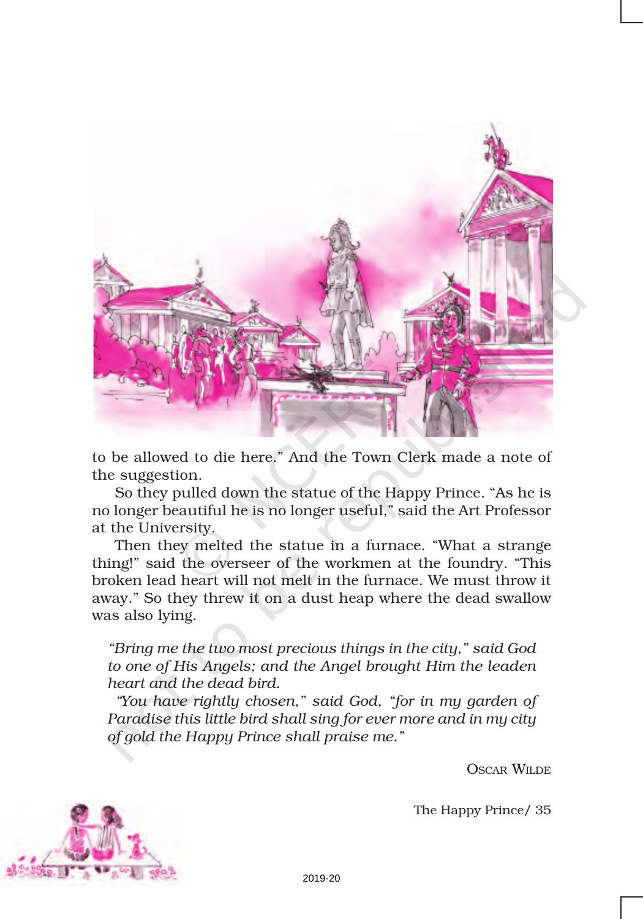to be allowed to die here." And the Town Clerk made a note of the suggestion.

So they pulled down the statue of the Happy Prince. "As he is no longer beautiful he is no longer useful," said the Art Professor at the University.

Then they melted the statue in a furnace. "What a strange thing!" said the overseer of the workmen at the foundry. "This broken lead heart will not melt in the furnace. We must throw it away." So they threw it on a dust heap where the dead swallow was also lying.

*"Bring me the two most precious things in the city," said God to one of His Angels; and the Angel brought Him the leaden heart and the dead bird.*

*"You have rightly chosen," said God, "for in my garden of Paradise this little bird shall sing for ever more and in my city of gold the Happy Prince shall praise me."*

OSCAR WILDE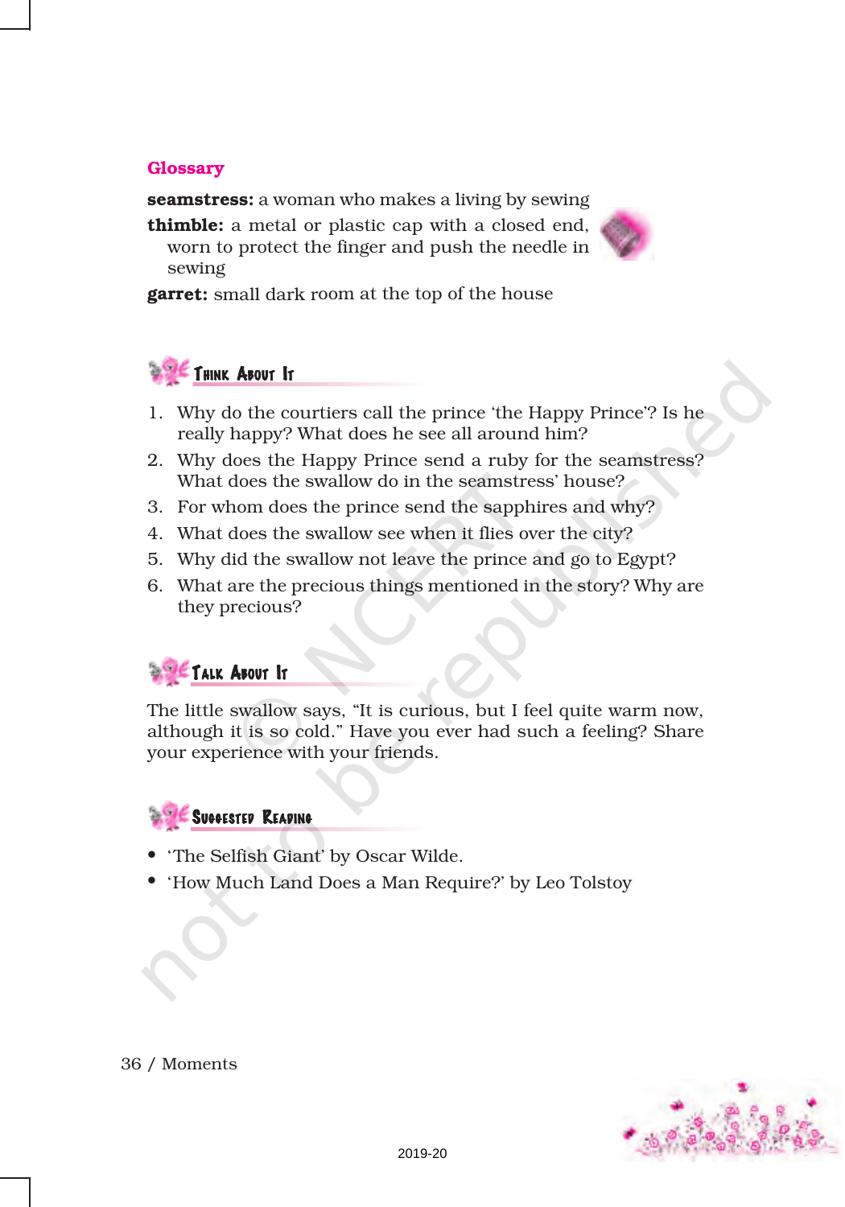## Glossary

**seamstress:** a woman who makes a living by sewing

**thimble:** a metal or plastic cap with a closed end, worn to protect the finger and push the needle in sewing

**garret:** small dark room at the top of the house

## Think About It

1. Why do the courtiers call the prince 'the Happy Prince'? Is he really happy? What does he see all around him?
2. Why does the Happy Prince send a ruby for the seamstress? What does the swallow do in the seamstress' house?
3. For whom does the prince send the sapphires and why?
4. What does the swallow see when it flies over the city?
5. Why did the swallow not leave the prince and go to Egypt?
6. What are the precious things mentioned in the story? Why are they precious?

## Talk About It

The little swallow says, "It is curious, but I feel quite warm now, although it is so cold." Have you ever had such a feeling? Share your experience with your friends.

## Suggested Reading

- 'The Selfish Giant' by Oscar Wilde.
- 'How Much Land Does a Man Require?' by Leo Tolstoy